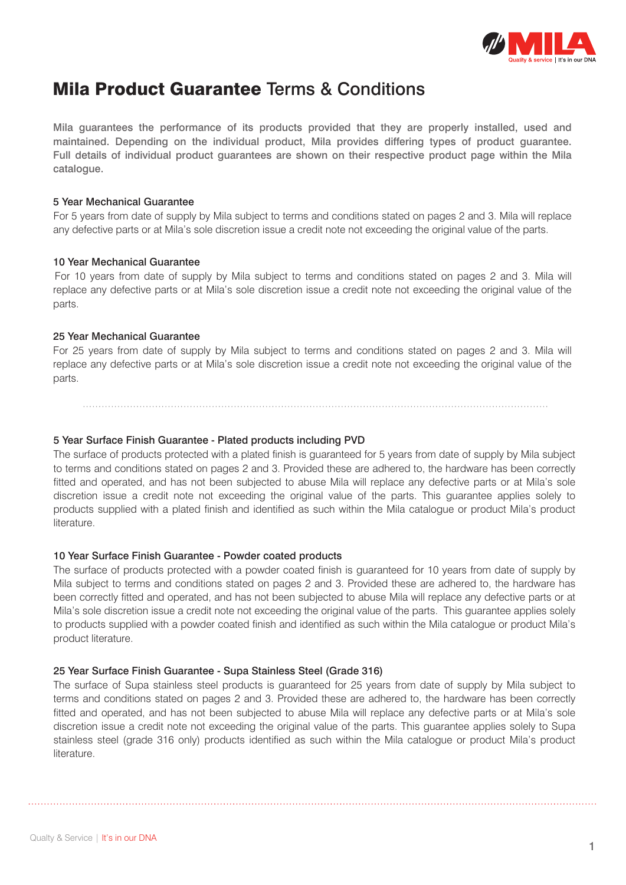# **Mila Product Guarantee** Terms & Conditions

Mila guarantees the performance of its products provided that they are properly installed, used and maintained. Depending on the individual product, Mila provides differing types of product guarantee. Full details of individual product guarantees are shown on their respective product page within the Mila catalogue.

### 5 Year Mechanical Guarantee

For 5 years from date of supply by Mila subject to terms and conditions stated on pages 2 and 3. Mila will replace any defective parts or at Mila's sole discretion issue a credit note not exceeding the original value of the parts.

### 10 Year Mechanical Guarantee

For 10 years from date of supply by Mila subject to terms and conditions stated on pages 2 and 3. Mila will replace any defective parts or at Mila's sole discretion issue a credit note not exceeding the original value of the parts.

### 25 Year Mechanical Guarantee

For 25 years from date of supply by Mila subject to terms and conditions stated on pages 2 and 3. Mila will replace any defective parts or at Mila's sole discretion issue a credit note not exceeding the original value of the parts.

---

### 5 Year Surface Finish Guarantee - Plated products including PVD

The surface of products protected with a plated finish is guaranteed for 5 years from date of supply by Mila subject to terms and conditions stated on pages 2 and 3. Provided these are adhered to, the hardware has been correctly fitted and operated, and has not been subjected to abuse Mila will replace any defective parts or at Mila's sole discretion issue a credit note not exceeding the original value of the parts. This guarantee applies solely to products supplied with a plated finish and identified as such within the Mila catalogue or product Mila's product literature.

### 10 Year Surface Finish Guarantee - Powder coated products

The surface of products protected with a powder coated finish is guaranteed for 10 years from date of supply by Mila subject to terms and conditions stated on pages 2 and 3. Provided these are adhered to, the hardware has been correctly fitted and operated, and has not been subjected to abuse Mila will replace any defective parts or at Mila's sole discretion issue a credit note not exceeding the original value of the parts. This guarantee applies solely to products supplied with a powder coated finish and identified as such within the Mila catalogue or product Mila's product literature.

### 25 Year Surface Finish Guarantee - Supa Stainless Steel (Grade 316)

The surface of Supa stainless steel products is guaranteed for 25 years from date of supply by Mila subject to terms and conditions stated on pages 2 and 3. Provided these are adhered to, the hardware has been correctly fitted and operated, and has not been subjected to abuse Mila will replace any defective parts or at Mila's sole discretion issue a credit note not exceeding the original value of the parts. This guarantee applies solely to Supa stainless steel (grade 316 only) products identified as such within the Mila catalogue or product Mila's product literature.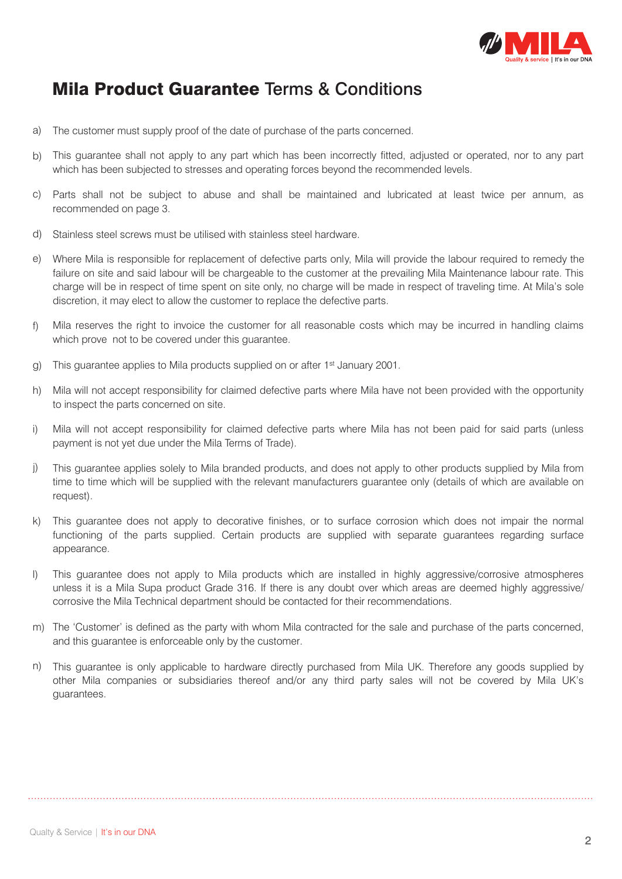# **Mila Product Guarantee** Terms & Conditions

a) The customer must supply proof of the date of purchase of the parts concerned.

b) This guarantee shall not apply to any part which has been incorrectly fitted, adjusted or operated, nor to any part which has been subjected to stresses and operating forces beyond the recommended levels.

c) Parts shall not be subject to abuse and shall be maintained and lubricated at least twice per annum, as recommended on page 3.

d) Stainless steel screws must be utilised with stainless steel hardware.

e) Where Mila is responsible for replacement of defective parts only, Mila will provide the labour required to remedy the failure on site and said labour will be chargeable to the customer at the prevailing Mila Maintenance labour rate. This charge will be in respect of time spent on site only, no charge will be made in respect of traveling time. At Mila's sole discretion, it may elect to allow the customer to replace the defective parts.

f) Mila reserves the right to invoice the customer for all reasonable costs which may be incurred in handling claims which prove not to be covered under this guarantee.

g) This guarantee applies to Mila products supplied on or after 1st January 2001.

h) Mila will not accept responsibility for claimed defective parts where Mila have not been provided with the opportunity to inspect the parts concerned on site.

i) Mila will not accept responsibility for claimed defective parts where Mila has not been paid for said parts (unless payment is not yet due under the Mila Terms of Trade).

j) This guarantee applies solely to Mila branded products, and does not apply to other products supplied by Mila from time to time which will be supplied with the relevant manufacturers guarantee only (details of which are available on request).

k) This guarantee does not apply to decorative finishes, or to surface corrosion which does not impair the normal functioning of the parts supplied. Certain products are supplied with separate guarantees regarding surface appearance.

l) This guarantee does not apply to Mila products which are installed in highly aggressive/corrosive atmospheres unless it is a Mila Supa product Grade 316. If there is any doubt over which areas are deemed highly aggressive/ corrosive the Mila Technical department should be contacted for their recommendations.

m) The 'Customer' is defined as the party with whom Mila contracted for the sale and purchase of the parts concerned, and this guarantee is enforceable only by the customer.

n) This guarantee is only applicable to hardware directly purchased from Mila UK. Therefore any goods supplied by other Mila companies or subsidiaries thereof and/or any third party sales will not be covered by Mila UK's guarantees.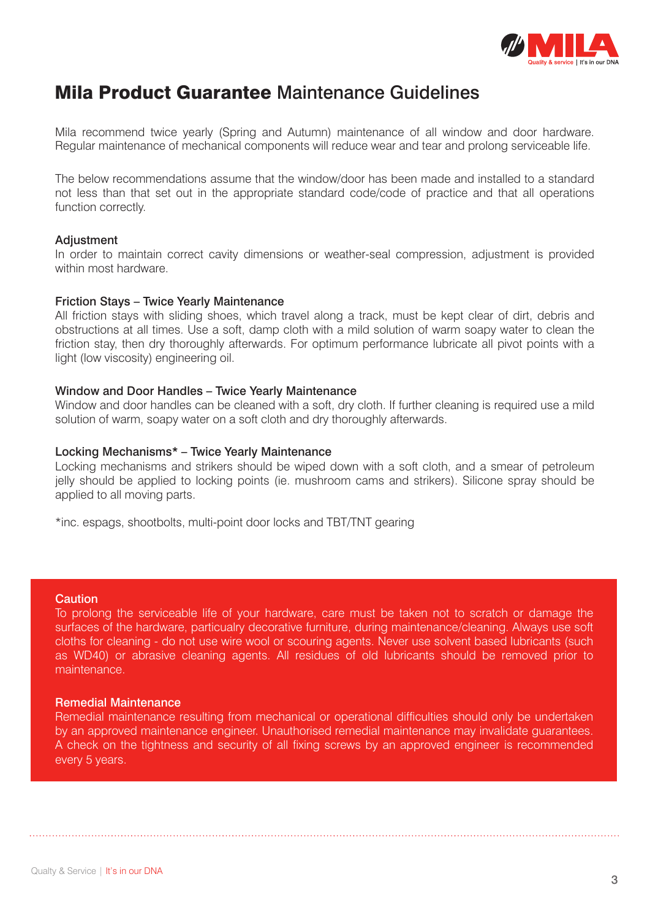# **Mila Product Guarantee** Maintenance Guidelines

Mila recommend twice yearly (Spring and Autumn) maintenance of all window and door hardware. Regular maintenance of mechanical components will reduce wear and tear and prolong serviceable life.

The below recommendations assume that the window/door has been made and installed to a standard not less than that set out in the appropriate standard code/code of practice and that all operations function correctly.

### Adjustment

In order to maintain correct cavity dimensions or weather-seal compression, adjustment is provided within most hardware.

### Friction Stays – Twice Yearly Maintenance

All friction stays with sliding shoes, which travel along a track, must be kept clear of dirt, debris and obstructions at all times. Use a soft, damp cloth with a mild solution of warm soapy water to clean the friction stay, then dry thoroughly afterwards. For optimum performance lubricate all pivot points with a light (low viscosity) engineering oil.

### Window and Door Handles – Twice Yearly Maintenance

Window and door handles can be cleaned with a soft, dry cloth. If further cleaning is required use a mild solution of warm, soapy water on a soft cloth and dry thoroughly afterwards.

### Locking Mechanisms* – Twice Yearly Maintenance

Locking mechanisms and strikers should be wiped down with a soft cloth, and a smear of petroleum jelly should be applied to locking points (ie. mushroom cams and strikers). Silicone spray should be applied to all moving parts.

*inc. espags, shootbolts, multi-point door locks and TBT/TNT gearing

### Caution

To prolong the serviceable life of your hardware, care must be taken not to scratch or damage the surfaces of the hardware, particualry decorative furniture, during maintenance/cleaning. Always use soft cloths for cleaning - do not use wire wool or scouring agents. Never use solvent based lubricants (such as WD40) or abrasive cleaning agents. All residues of old lubricants should be removed prior to maintenance.

### Remedial Maintenance

Remedial maintenance resulting from mechanical or operational difficulties should only be undertaken by an approved maintenance engineer. Unauthorised remedial maintenance may invalidate guarantees. A check on the tightness and security of all fixing screws by an approved engineer is recommended every 5 years.